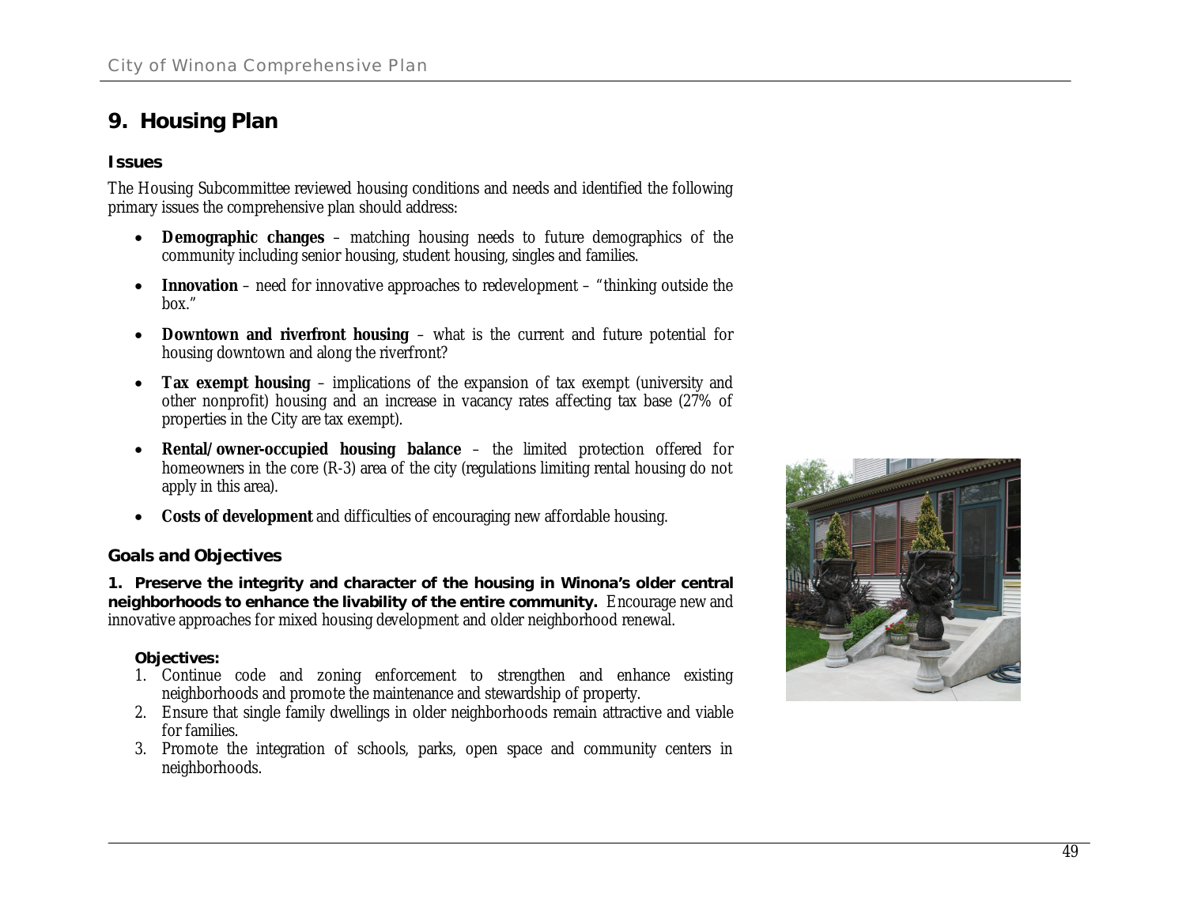# 9. Housing Plan

## Issues

The Housing Subcommittee reviewed housing conditions and needs and identified the following primary issues the comprehensive plan should address:

- **Demographic changes** – matching housing needs to future demographics of the community including senior housing, student housing, singles and families.
- **Innovation** – need for innovative approaches to redevelopment – "thinking outside the box."
- **Downtown and riverfront housing** – what is the current and future potential for housing downtown and along the riverfront?
- **Tax exempt housing** – implications of the expansion of tax exempt (university and other nonprofit) housing and an increase in vacancy rates affecting tax base (27% of properties in the City are tax exempt).
- **Rental/owner-occupied housing balance** – the limited protection offered for homeowners in the core (R-3) area of the city (regulations limiting rental housing do not apply in this area).
- **Costs of development** and difficulties of encouraging new affordable housing.

## Goals and Objectives

**1. Preserve the integrity and character of the housing in Winona's older central neighborhoods to enhance the livability of the entire community.** Encourage new and innovative approaches for mixed housing development and older neighborhood renewal.

**Objectives:**

1. Continue code and zoning enforcement to strengthen and enhance existing neighborhoods and promote the maintenance and stewardship of property.
2. Ensure that single family dwellings in older neighborhoods remain attractive and viable for families.
3. Promote the integration of schools, parks, open space and community centers in neighborhoods.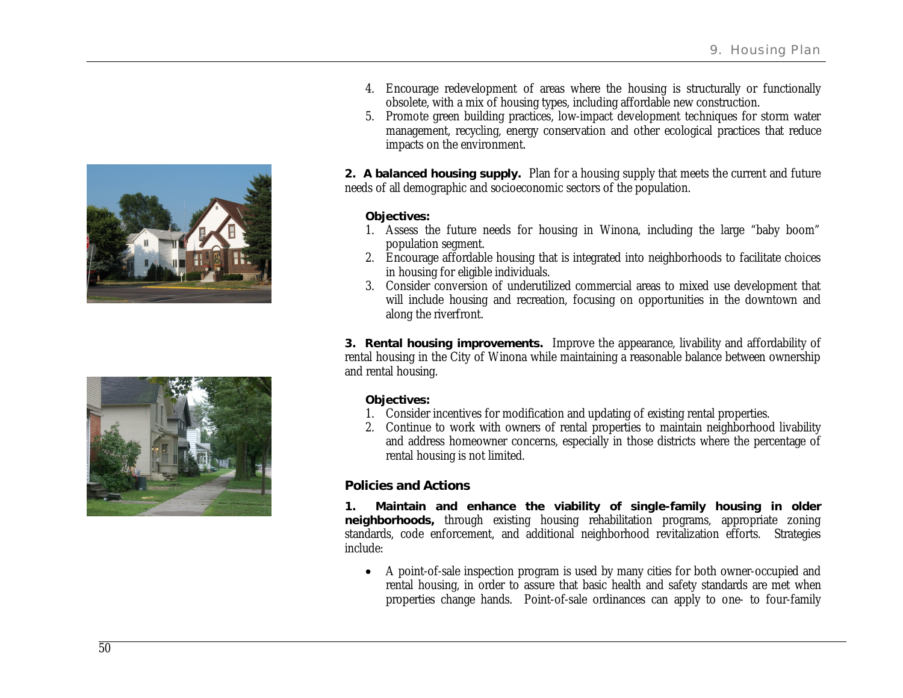4. Encourage redevelopment of areas where the housing is structurally or functionally obsolete, with a mix of housing types, including affordable new construction.
5. Promote green building practices, low-impact development techniques for storm water management, recycling, energy conservation and other ecological practices that reduce impacts on the environment.

**2. A balanced housing supply.** Plan for a housing supply that meets the current and future needs of all demographic and socioeconomic sectors of the population.

**Objectives:**

1. Assess the future needs for housing in Winona, including the large "baby boom" population segment.
2. Encourage affordable housing that is integrated into neighborhoods to facilitate choices in housing for eligible individuals.
3. Consider conversion of underutilized commercial areas to mixed use development that will include housing and recreation, focusing on opportunities in the downtown and along the riverfront.

**3. Rental housing improvements.** Improve the appearance, livability and affordability of rental housing in the City of Winona while maintaining a reasonable balance between ownership and rental housing.

**Objectives:**

1. Consider incentives for modification and updating of existing rental properties.
2. Continue to work with owners of rental properties to maintain neighborhood livability and address homeowner concerns, especially in those districts where the percentage of rental housing is not limited.

## Policies and Actions

**1. Maintain and enhance the viability of single-family housing in older neighborhoods,** through existing housing rehabilitation programs, appropriate zoning standards, code enforcement, and additional neighborhood revitalization efforts. Strategies include:

- A point-of-sale inspection program is used by many cities for both owner-occupied and rental housing, in order to assure that basic health and safety standards are met when properties change hands. Point-of-sale ordinances can apply to one- to four-family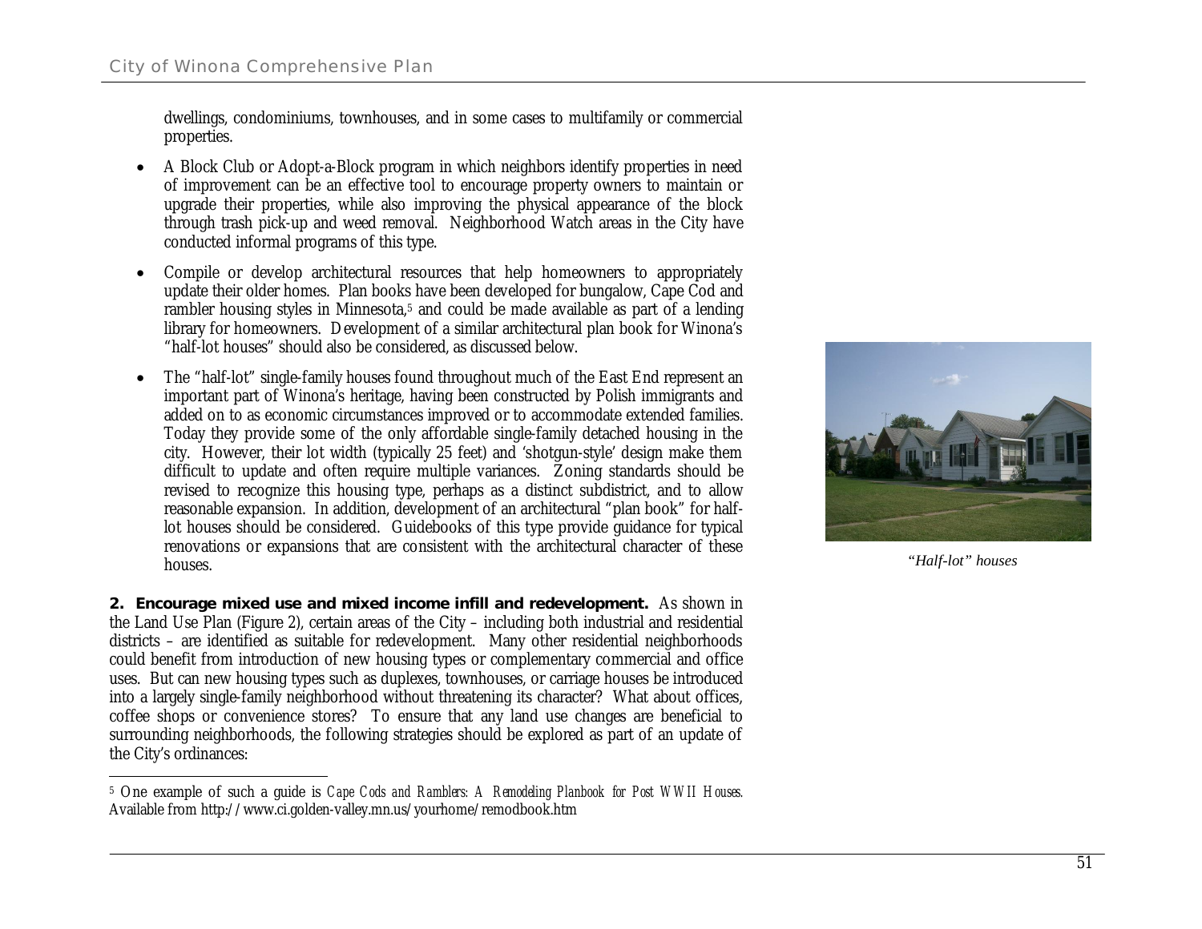dwellings, condominiums, townhouses, and in some cases to multifamily or commercial properties.

- A Block Club or Adopt-a-Block program in which neighbors identify properties in need of improvement can be an effective tool to encourage property owners to maintain or upgrade their properties, while also improving the physical appearance of the block through trash pick-up and weed removal. Neighborhood Watch areas in the City have conducted informal programs of this type.

- Compile or develop architectural resources that help homeowners to appropriately update their older homes. Plan books have been developed for bungalow, Cape Cod and rambler housing styles in Minnesota,[5] and could be made available as part of a lending library for homeowners. Development of a similar architectural plan book for Winona's "half-lot houses" should also be considered, as discussed below.

- The "half-lot" single-family houses found throughout much of the East End represent an important part of Winona's heritage, having been constructed by Polish immigrants and added on to as economic circumstances improved or to accommodate extended families. Today they provide some of the only affordable single-family detached housing in the city. However, their lot width (typically 25 feet) and 'shotgun-style' design make them difficult to update and often require multiple variances. Zoning standards should be revised to recognize this housing type, perhaps as a distinct subdistrict, and to allow reasonable expansion. In addition, development of an architectural "plan book" for half-lot houses should be considered. Guidebooks of this type provide guidance for typical renovations or expansions that are consistent with the architectural character of these houses.

*"Half-lot" houses*

**2. Encourage mixed use and mixed income infill and redevelopment.** As shown in the Land Use Plan (Figure 2), certain areas of the City – including both industrial and residential districts – are identified as suitable for redevelopment. Many other residential neighborhoods could benefit from introduction of new housing types or complementary commercial and office uses. But can new housing types such as duplexes, townhouses, or carriage houses be introduced into a largely single-family neighborhood without threatening its character? What about offices, coffee shops or convenience stores? To ensure that any land use changes are beneficial to surrounding neighborhoods, the following strategies should be explored as part of an update of the City's ordinances:

---

[5] One example of such a guide is *Cape Cods and Ramblers: A Remodeling Planbook for Post WWII Houses.* Available from http://www.ci.golden-valley.mn.us/yourhome/remodbook.htm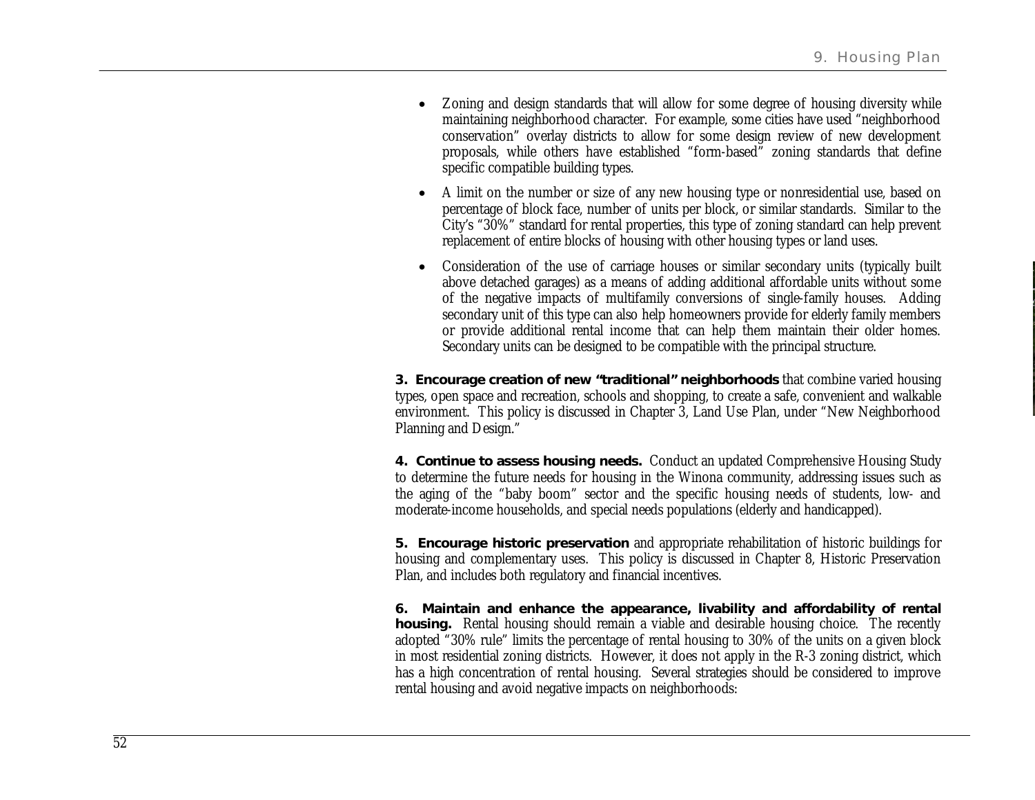- Zoning and design standards that will allow for some degree of housing diversity while maintaining neighborhood character. For example, some cities have used "neighborhood conservation" overlay districts to allow for some design review of new development proposals, while others have established "form-based" zoning standards that define specific compatible building types.

- A limit on the number or size of any new housing type or nonresidential use, based on percentage of block face, number of units per block, or similar standards. Similar to the City's "30%" standard for rental properties, this type of zoning standard can help prevent replacement of entire blocks of housing with other housing types or land uses.

- Consideration of the use of carriage houses or similar secondary units (typically built above detached garages) as a means of adding additional affordable units without some of the negative impacts of multifamily conversions of single-family houses. Adding secondary unit of this type can also help homeowners provide for elderly family members or provide additional rental income that can help them maintain their older homes. Secondary units can be designed to be compatible with the principal structure.

**3. Encourage creation of new "traditional" neighborhoods** that combine varied housing types, open space and recreation, schools and shopping, to create a safe, convenient and walkable environment. This policy is discussed in Chapter 3, Land Use Plan, under "New Neighborhood Planning and Design."

**4. Continue to assess housing needs.** Conduct an updated Comprehensive Housing Study to determine the future needs for housing in the Winona community, addressing issues such as the aging of the "baby boom" sector and the specific housing needs of students, low- and moderate-income households, and special needs populations (elderly and handicapped).

**5. Encourage historic preservation** and appropriate rehabilitation of historic buildings for housing and complementary uses. This policy is discussed in Chapter 8, Historic Preservation Plan, and includes both regulatory and financial incentives.

**6. Maintain and enhance the appearance, livability and affordability of rental housing.** Rental housing should remain a viable and desirable housing choice. The recently adopted "30% rule" limits the percentage of rental housing to 30% of the units on a given block in most residential zoning districts. However, it does not apply in the R-3 zoning district, which has a high concentration of rental housing. Several strategies should be considered to improve rental housing and avoid negative impacts on neighborhoods: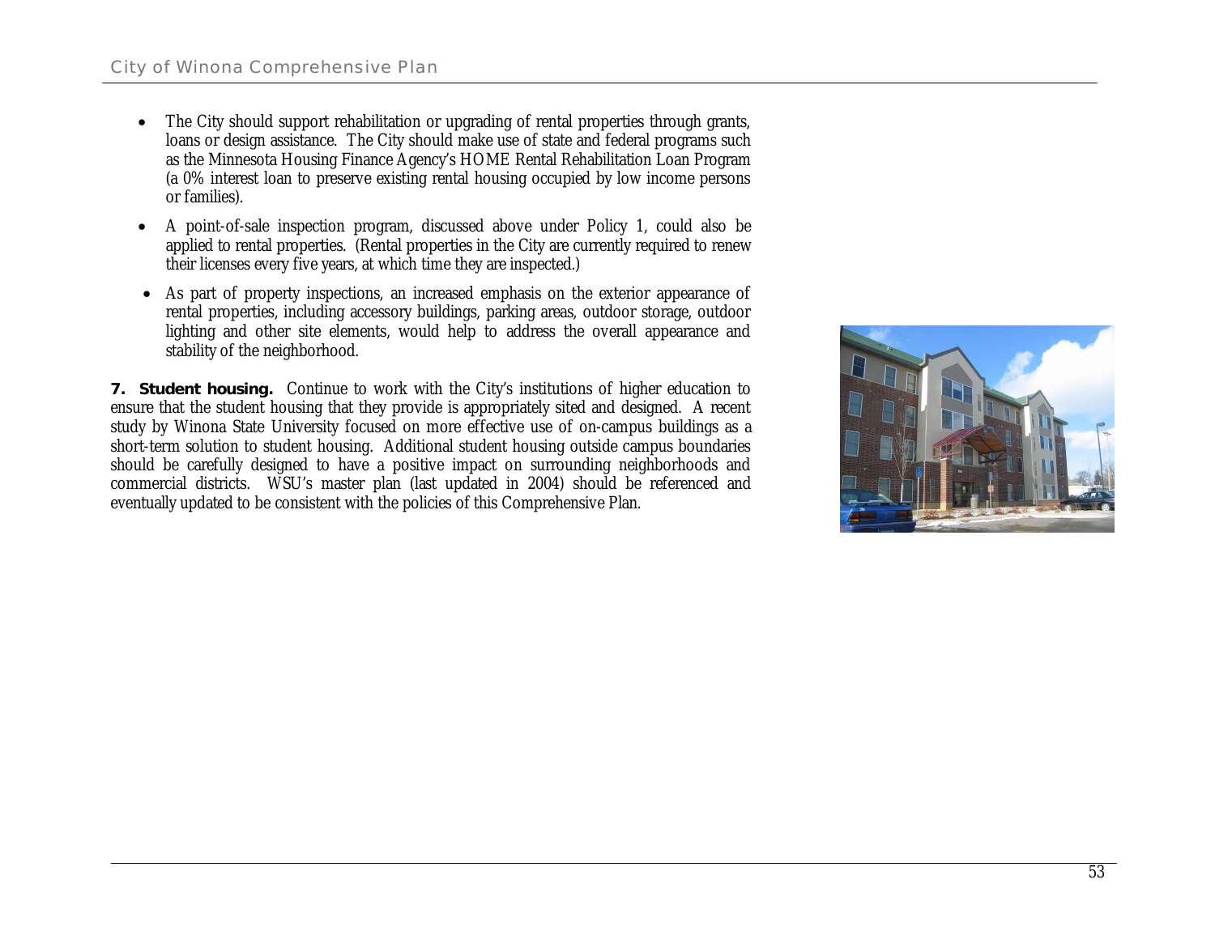- The City should support rehabilitation or upgrading of rental properties through grants, loans or design assistance. The City should make use of state and federal programs such as the Minnesota Housing Finance Agency's HOME Rental Rehabilitation Loan Program (a 0% interest loan to preserve existing rental housing occupied by low income persons or families).
- A point-of-sale inspection program, discussed above under Policy 1, could also be applied to rental properties. (Rental properties in the City are currently required to renew their licenses every five years, at which time they are inspected.)
- As part of property inspections, an increased emphasis on the exterior appearance of rental properties, including accessory buildings, parking areas, outdoor storage, outdoor lighting and other site elements, would help to address the overall appearance and stability of the neighborhood.

**7. Student housing.** Continue to work with the City's institutions of higher education to ensure that the student housing that they provide is appropriately sited and designed. A recent study by Winona State University focused on more effective use of on-campus buildings as a short-term solution to student housing. Additional student housing outside campus boundaries should be carefully designed to have a positive impact on surrounding neighborhoods and commercial districts. WSU's master plan (last updated in 2004) should be referenced and eventually updated to be consistent with the policies of this Comprehensive Plan.